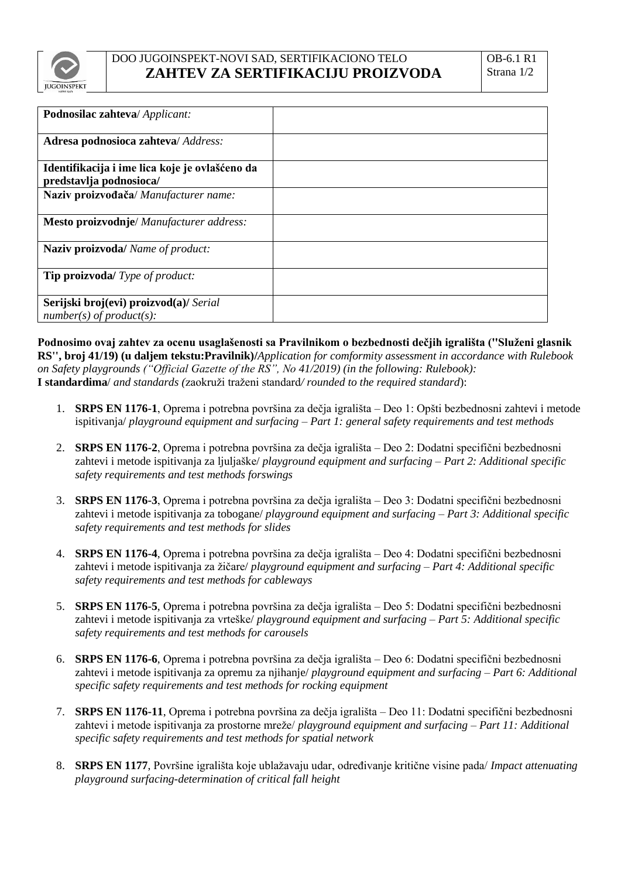DOO JUGOINSPEKT-NOVI SAD, SERTIFIKACIONO TELO

# ZAHTEV ZA SERTIFIKACIJU PROIZVODA

OB-6.1 R1

| | |
|---|---|
| **Podnosilac zahteva**/ *Applicant:* | |
| **Adresa podnosioca zahteva**/ *Address:* | |
| **Identifikacija i ime lica koje je ovlašćeno da predstavlja podnosioca/** | |
| **Naziv proizvođača**/ *Manufacturer name:* | |
| **Mesto proizvodnje**/ *Manufacturer address:* | |
| **Naziv proizvoda/** *Name of product:* | |
| **Tip proizvoda/** *Type of product:* | |
| **Serijski broj(evi) proizvod(a)/** *Serial number(s) of product(s):* | |

**Podnosimo ovaj zahtev za ocenu usaglašenosti sa Pravilnikom o bezbednosti dečjih igrališta ("Služeni glasnik RS", broj 41/19) (u daljem tekstu:Pravilnik)/***Application for comformity assessment in accordance with Rulebook on Safety playgrounds ("Official Gazette of the RS", No 41/2019) (in the following: Rulebook):*
**I standardima**/ *and standards (*zaokruži traženi standard*/ rounded to the required standard*):

1. **SRPS EN 1176-1**, Oprema i potrebna površina za dečja igrališta – Deo 1: Opšti bezbednosni zahtevi i metode ispitivanja/ *playground equipment and surfacing – Part 1: general safety requirements and test methods*

2. **SRPS EN 1176-2**, Oprema i potrebna površina za dečja igrališta – Deo 2: Dodatni specifični bezbednosni zahtevi i metode ispitivanja za ljuljaške/ *playground equipment and surfacing – Part 2: Additional specific safety requirements and test methods forswings*

3. **SRPS EN 1176-3**, Oprema i potrebna površina za dečja igrališta – Deo 3: Dodatni specifični bezbednosni zahtevi i metode ispitivanja za tobogane/ *playground equipment and surfacing – Part 3: Additional specific safety requirements and test methods for slides*

4. **SRPS EN 1176-4**, Oprema i potrebna površina za dečja igrališta – Deo 4: Dodatni specifični bezbednosni zahtevi i metode ispitivanja za žičare/ *playground equipment and surfacing – Part 4: Additional specific safety requirements and test methods for cableways*

5. **SRPS EN 1176-5**, Oprema i potrebna površina za dečja igrališta – Deo 5: Dodatni specifični bezbednosni zahtevi i metode ispitivanja za vrteške/ *playground equipment and surfacing – Part 5: Additional specific safety requirements and test methods for carousels*

6. **SRPS EN 1176-6**, Oprema i potrebna površina za dečja igrališta – Deo 6: Dodatni specifični bezbednosni zahtevi i metode ispitivanja za opremu za njihanje/ *playground equipment and surfacing – Part 6: Additional specific safety requirements and test methods for rocking equipment*

7. **SRPS EN 1176-11**, Oprema i potrebna površina za dečja igrališta – Deo 11: Dodatni specifični bezbednosni zahtevi i metode ispitivanja za prostorne mreže/ *playground equipment and surfacing – Part 11: Additional specific safety requirements and test methods for spatial network*

8. **SRPS EN 1177**, Površine igrališta koje ublažavaju udar, određivanje kritične visine pada/ *Impact attenuating playground surfacing-determination of critical fall height*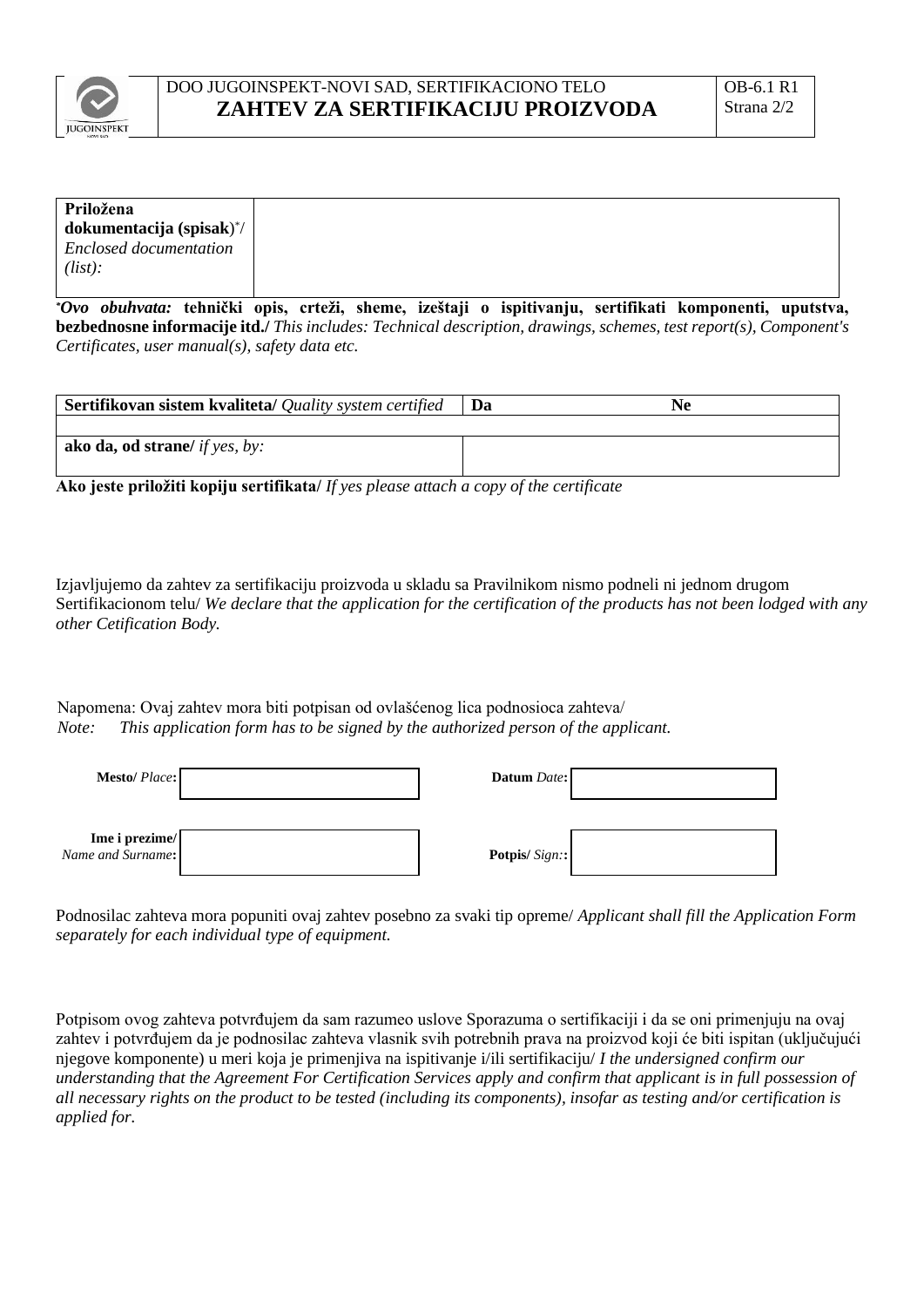| | |
|---|---|
| **Priložena dokumentacija (spisak)**[*]/ *Enclosed documentation (list):* | |

[*]***Ovo obuhvata:*** **tehnički opis, crteži, sheme, izeštaji o ispitivanju, sertifikati komponenti, uputstva, bezbednosne informacije itd./** *This includes: Technical description, drawings, schemes, test report(s), Component's Certificates, user manual(s), safety data etc.*

| | | |
|---|---|---|
| **Sertifikovan sistem kvaliteta/** *Quality system certified* | **Da** | **Ne** |
| | | |
| **ako da, od strane/** *if yes, by:* | | |

**Ako jeste priložiti kopiju sertifikata/** *If yes please attach a copy of the certificate*

Izjavljujemo da zahtev za sertifikaciju proizvoda u skladu sa Pravilnikom nismo podneli ni jednom drugom Sertifikacionom telu/ *We declare that the application for the certification of the products has not been lodged with any other Cetification Body.*

Napomena: Ovaj zahtev mora biti potpisan od ovlašćenog lica podnosioca zahteva/
*Note: This application form has to be signed by the authorized person of the applicant.*

| | | | |
|---|---|---|---|
| **Mesto/** *Place*: | | **Datum** *Date*: | |
| **Ime i prezime/** *Name and Surname*: | | **Potpis/** *Sign:*: | |

Podnosilac zahteva mora popuniti ovaj zahtev posebno za svaki tip opreme/ *Applicant shall fill the Application Form separately for each individual type of equipment.*

Potpisom ovog zahteva potvrđujem da sam razumeo uslove Sporazuma o sertifikaciji i da se oni primenjuju na ovaj zahtev i potvrđujem da je podnosilac zahteva vlasnik svih potrebnih prava na proizvod koji će biti ispitan (uključujući njegove komponente) u meri koja je primenjiva na ispitivanje i/ili sertifikaciju/ *I the undersigned confirm our understanding that the Agreement For Certification Services apply and confirm that applicant is in full possession of all necessary rights on the product to be tested (including its components), insofar as testing and/or certification is applied for.*